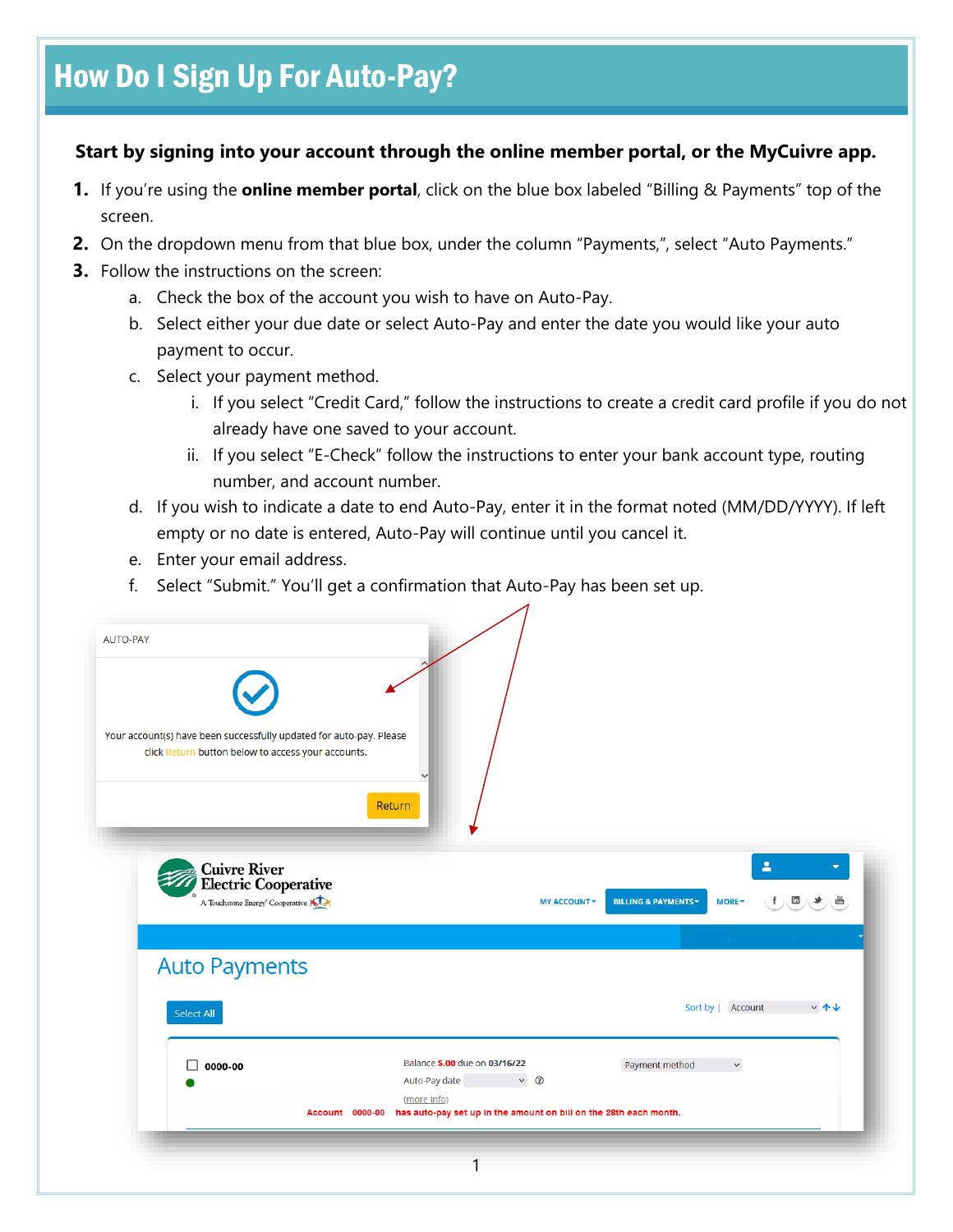# How Do I Sign Up For Auto-Pay?

**Start by signing into your account through the online member portal, or the MyCuivre app.**

1. If you're using the **online member portal**, click on the blue box labeled "Billing & Payments" top of the screen.
2. On the dropdown menu from that blue box, under the column "Payments,", select "Auto Payments."
3. Follow the instructions on the screen:
   a. Check the box of the account you wish to have on Auto-Pay.
   b. Select either your due date or select Auto-Pay and enter the date you would like your auto payment to occur.
   c. Select your payment method.
      i. If you select "Credit Card," follow the instructions to create a credit card profile if you do not already have one saved to your account.
      ii. If you select "E-Check" follow the instructions to enter your bank account type, routing number, and account number.
   d. If you wish to indicate a date to end Auto-Pay, enter it in the format noted (MM/DD/YYYY). If left empty or no date is entered, Auto-Pay will continue until you cancel it.
   e. Enter your email address.
   f. Select "Submit." You'll get a confirmation that Auto-Pay has been set up.

AUTO-PAY

Your account(s) have been successfully updated for auto-pay. Please click Return button below to access your accounts.

Return

Cuivre River Electric Cooperative
A Touchstone Energy® Cooperative

MY ACCOUNT | BILLING & PAYMENTS | MORE

Auto Payments

Select All

Sort by | Account

0000-00

Balance $.00 due on 03/16/22

Auto-Pay date

(more info)

Payment method

Account 0000-00 has auto-pay set up in the amount on bill on the 28th each month.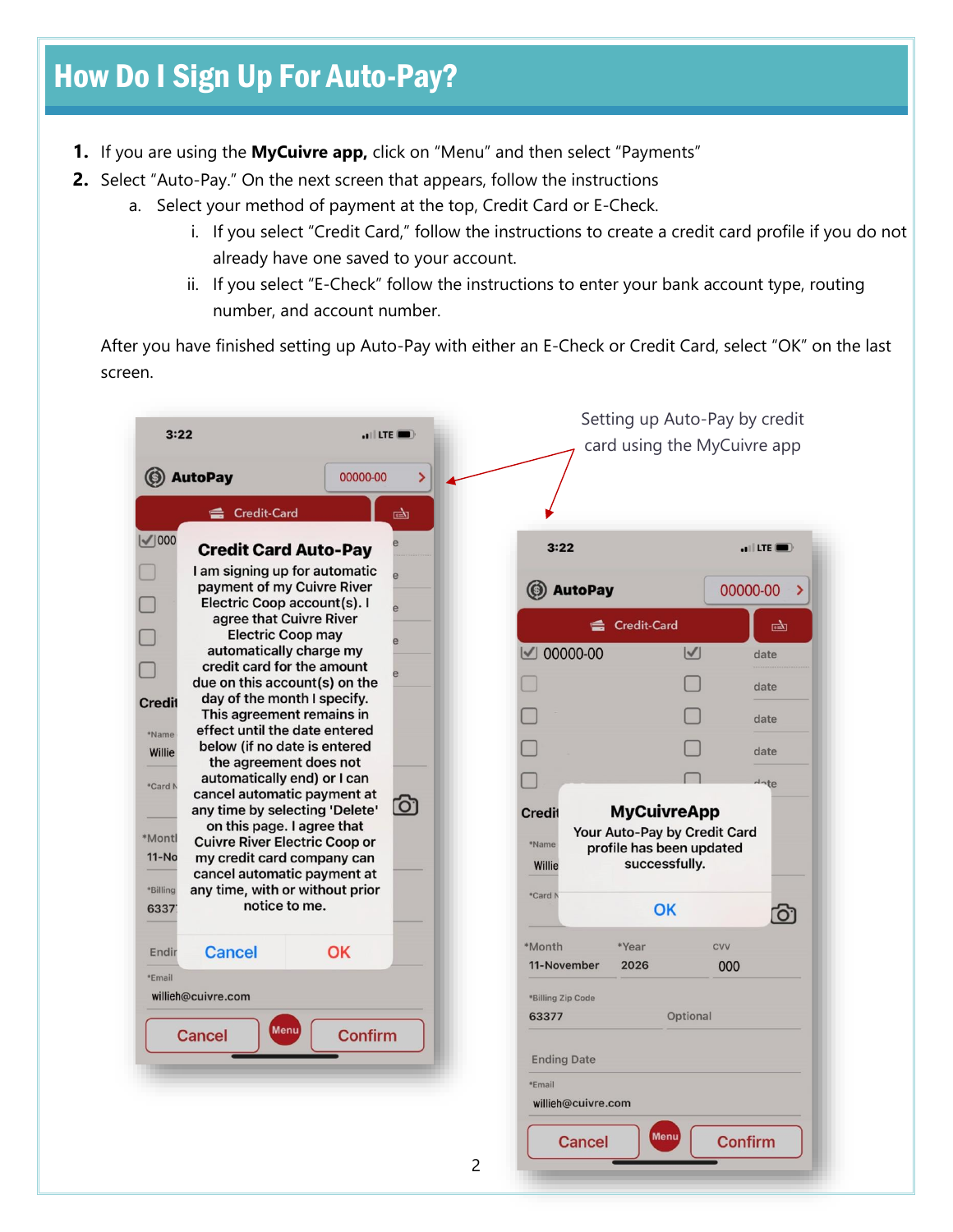# How Do I Sign Up For Auto-Pay?

1. If you are using the **MyCuivre app,** click on "Menu" and then select "Payments"
2. Select "Auto-Pay." On the next screen that appears, follow the instructions
   a. Select your method of payment at the top, Credit Card or E-Check.
      i. If you select "Credit Card," follow the instructions to create a credit card profile if you do not already have one saved to your account.
      ii. If you select "E-Check" follow the instructions to enter your bank account type, routing number, and account number.

After you have finished setting up Auto-Pay with either an E-Check or Credit Card, select "OK" on the last screen.

Setting up Auto-Pay by credit card using the MyCuivre app